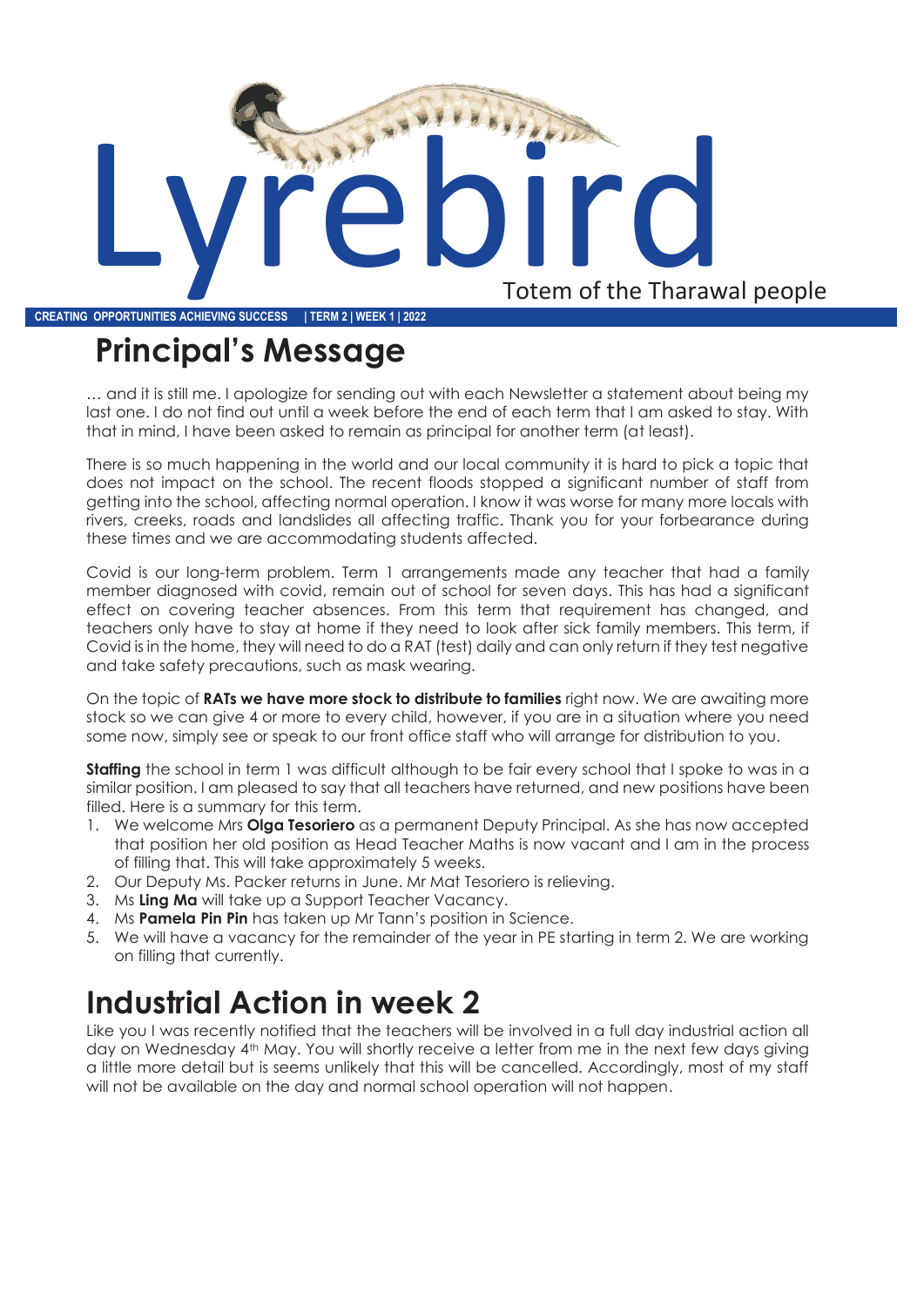# Lyrebird

Totem of the Tharawal people

**CREATING OPPORTUNITIES ACHIEVING SUCCESS | TERM 2 | WEEK 1 | 2022**

## Principal's Message

… and it is still me. I apologize for sending out with each Newsletter a statement about being my last one. I do not find out until a week before the end of each term that I am asked to stay. With that in mind, I have been asked to remain as principal for another term (at least).

There is so much happening in the world and our local community it is hard to pick a topic that does not impact on the school. The recent floods stopped a significant number of staff from getting into the school, affecting normal operation. I know it was worse for many more locals with rivers, creeks, roads and landslides all affecting traffic. Thank you for your forbearance during these times and we are accommodating students affected.

Covid is our long-term problem. Term 1 arrangements made any teacher that had a family member diagnosed with covid, remain out of school for seven days. This has had a significant effect on covering teacher absences. From this term that requirement has changed, and teachers only have to stay at home if they need to look after sick family members. This term, if Covid is in the home, they will need to do a RAT (test) daily and can only return if they test negative and take safety precautions, such as mask wearing.

On the topic of **RATs we have more stock to distribute to families** right now. We are awaiting more stock so we can give 4 or more to every child, however, if you are in a situation where you need some now, simply see or speak to our front office staff who will arrange for distribution to you.

**Staffing** the school in term 1 was difficult although to be fair every school that I spoke to was in a similar position. I am pleased to say that all teachers have returned, and new positions have been filled. Here is a summary for this term.

1. We welcome Mrs **Olga Tesoriero** as a permanent Deputy Principal. As she has now accepted that position her old position as Head Teacher Maths is now vacant and I am in the process of filling that. This will take approximately 5 weeks.
2. Our Deputy Ms. Packer returns in June. Mr Mat Tesoriero is relieving.
3. Ms **Ling Ma** will take up a Support Teacher Vacancy.
4. Ms **Pamela Pin Pin** has taken up Mr Tann's position in Science.
5. We will have a vacancy for the remainder of the year in PE starting in term 2. We are working on filling that currently.

## Industrial Action in week 2

Like you I was recently notified that the teachers will be involved in a full day industrial action all day on Wednesday 4th May. You will shortly receive a letter from me in the next few days giving a little more detail but is seems unlikely that this will be cancelled. Accordingly, most of my staff will not be available on the day and normal school operation will not happen.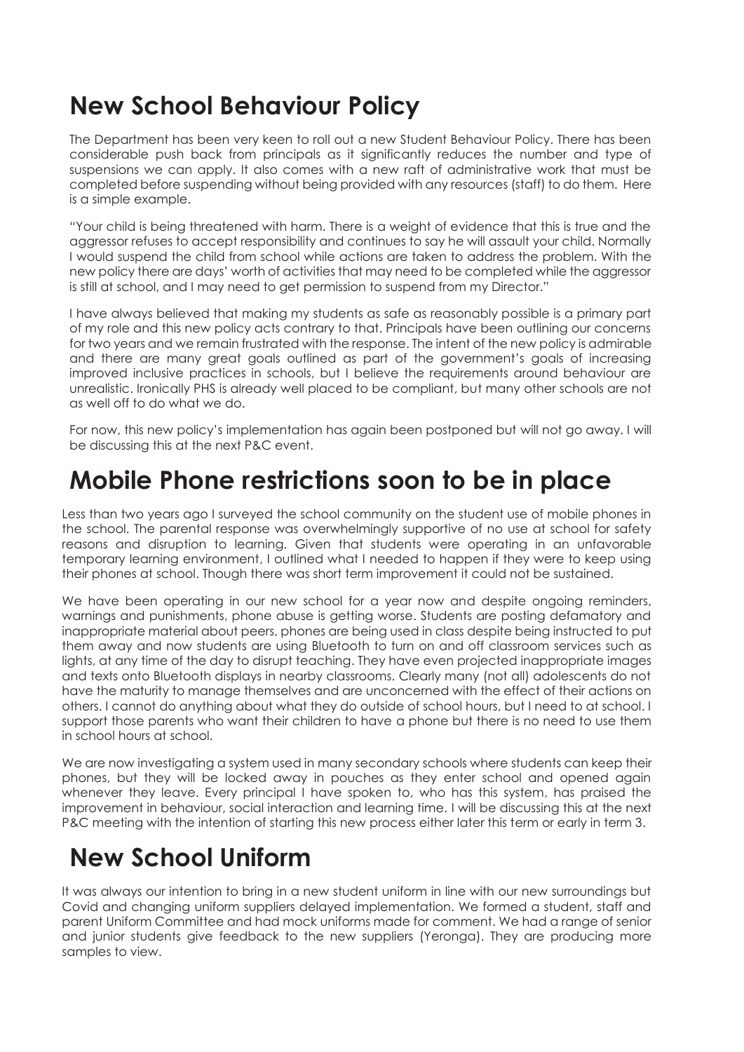# New School Behaviour Policy

The Department has been very keen to roll out a new Student Behaviour Policy. There has been considerable push back from principals as it significantly reduces the number and type of suspensions we can apply. It also comes with a new raft of administrative work that must be completed before suspending without being provided with any resources (staff) to do them. Here is a simple example.

"Your child is being threatened with harm. There is a weight of evidence that this is true and the aggressor refuses to accept responsibility and continues to say he will assault your child. Normally I would suspend the child from school while actions are taken to address the problem. With the new policy there are days' worth of activities that may need to be completed while the aggressor is still at school, and I may need to get permission to suspend from my Director."

I have always believed that making my students as safe as reasonably possible is a primary part of my role and this new policy acts contrary to that. Principals have been outlining our concerns for two years and we remain frustrated with the response. The intent of the new policy is admirable and there are many great goals outlined as part of the government's goals of increasing improved inclusive practices in schools, but I believe the requirements around behaviour are unrealistic. Ironically PHS is already well placed to be compliant, but many other schools are not as well off to do what we do.

For now, this new policy's implementation has again been postponed but will not go away. I will be discussing this at the next P&C event.

# Mobile Phone restrictions soon to be in place

Less than two years ago I surveyed the school community on the student use of mobile phones in the school. The parental response was overwhelmingly supportive of no use at school for safety reasons and disruption to learning. Given that students were operating in an unfavorable temporary learning environment, I outlined what I needed to happen if they were to keep using their phones at school. Though there was short term improvement it could not be sustained.

We have been operating in our new school for a year now and despite ongoing reminders, warnings and punishments, phone abuse is getting worse. Students are posting defamatory and inappropriate material about peers, phones are being used in class despite being instructed to put them away and now students are using Bluetooth to turn on and off classroom services such as lights, at any time of the day to disrupt teaching. They have even projected inappropriate images and texts onto Bluetooth displays in nearby classrooms. Clearly many (not all) adolescents do not have the maturity to manage themselves and are unconcerned with the effect of their actions on others. I cannot do anything about what they do outside of school hours, but I need to at school. I support those parents who want their children to have a phone but there is no need to use them in school hours at school.

We are now investigating a system used in many secondary schools where students can keep their phones, but they will be locked away in pouches as they enter school and opened again whenever they leave. Every principal I have spoken to, who has this system, has praised the improvement in behaviour, social interaction and learning time. I will be discussing this at the next P&C meeting with the intention of starting this new process either later this term or early in term 3.

# New School Uniform

It was always our intention to bring in a new student uniform in line with our new surroundings but Covid and changing uniform suppliers delayed implementation. We formed a student, staff and parent Uniform Committee and had mock uniforms made for comment. We had a range of senior and junior students give feedback to the new suppliers (Yeronga). They are producing more samples to view.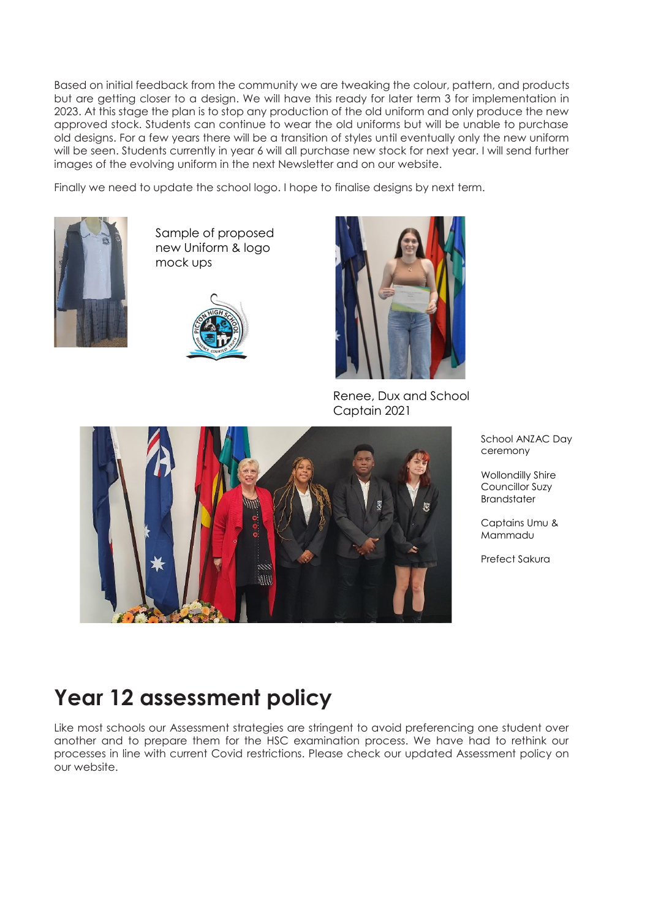Based on initial feedback from the community we are tweaking the colour, pattern, and products but are getting closer to a design. We will have this ready for later term 3 for implementation in 2023. At this stage the plan is to stop any production of the old uniform and only produce the new approved stock. Students can continue to wear the old uniforms but will be unable to purchase old designs. For a few years there will be a transition of styles until eventually only the new uniform will be seen. Students currently in year 6 will all purchase new stock for next year. I will send further images of the evolving uniform in the next Newsletter and on our website.

Finally we need to update the school logo. I hope to finalise designs by next term.

Sample of proposed new Uniform & logo mock ups

Renee, Dux and School Captain 2021

School ANZAC Day ceremony

Wollondilly Shire Councillor Suzy Brandstater

Captains Umu & Mammadu

Prefect Sakura

# Year 12 assessment policy

Like most schools our Assessment strategies are stringent to avoid preferencing one student over another and to prepare them for the HSC examination process. We have had to rethink our processes in line with current Covid restrictions. Please check our updated Assessment policy on our website.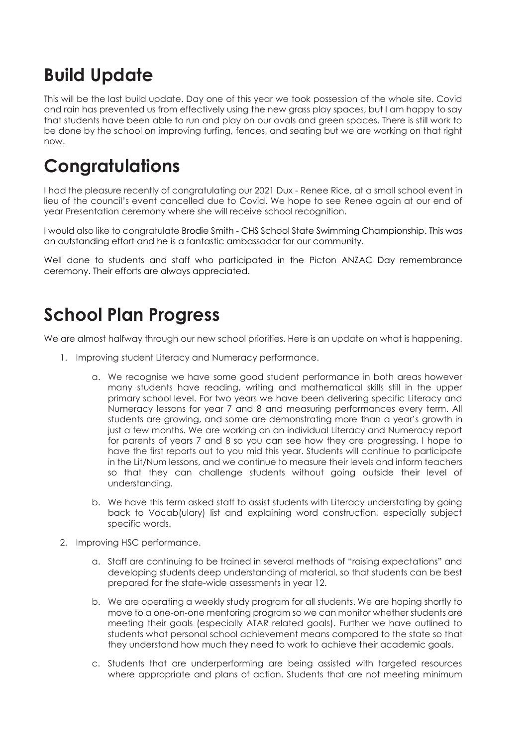# Build Update

This will be the last build update. Day one of this year we took possession of the whole site. Covid and rain has prevented us from effectively using the new grass play spaces, but I am happy to say that students have been able to run and play on our ovals and green spaces. There is still work to be done by the school on improving turfing, fences, and seating but we are working on that right now.

# Congratulations

I had the pleasure recently of congratulating our 2021 Dux - Renee Rice, at a small school event in lieu of the council's event cancelled due to Covid. We hope to see Renee again at our end of year Presentation ceremony where she will receive school recognition.

I would also like to congratulate Brodie Smith - CHS School State Swimming Championship. This was an outstanding effort and he is a fantastic ambassador for our community.

Well done to students and staff who participated in the Picton ANZAC Day remembrance ceremony. Their efforts are always appreciated.

# School Plan Progress

We are almost halfway through our new school priorities. Here is an update on what is happening.

1. Improving student Literacy and Numeracy performance.
   a. We recognise we have some good student performance in both areas however many students have reading, writing and mathematical skills still in the upper primary school level. For two years we have been delivering specific Literacy and Numeracy lessons for year 7 and 8 and measuring performances every term. All students are growing, and some are demonstrating more than a year's growth in just a few months. We are working on an individual Literacy and Numeracy report for parents of years 7 and 8 so you can see how they are progressing. I hope to have the first reports out to you mid this year. Students will continue to participate in the Lit/Num lessons, and we continue to measure their levels and inform teachers so that they can challenge students without going outside their level of understanding.
   b. We have this term asked staff to assist students with Literacy understating by going back to Vocab(ulary) list and explaining word construction, especially subject specific words.
2. Improving HSC performance.
   a. Staff are continuing to be trained in several methods of "raising expectations" and developing students deep understanding of material, so that students can be best prepared for the state-wide assessments in year 12.
   b. We are operating a weekly study program for all students. We are hoping shortly to move to a one-on-one mentoring program so we can monitor whether students are meeting their goals (especially ATAR related goals). Further we have outlined to students what personal school achievement means compared to the state so that they understand how much they need to work to achieve their academic goals.
   c. Students that are underperforming are being assisted with targeted resources where appropriate and plans of action. Students that are not meeting minimum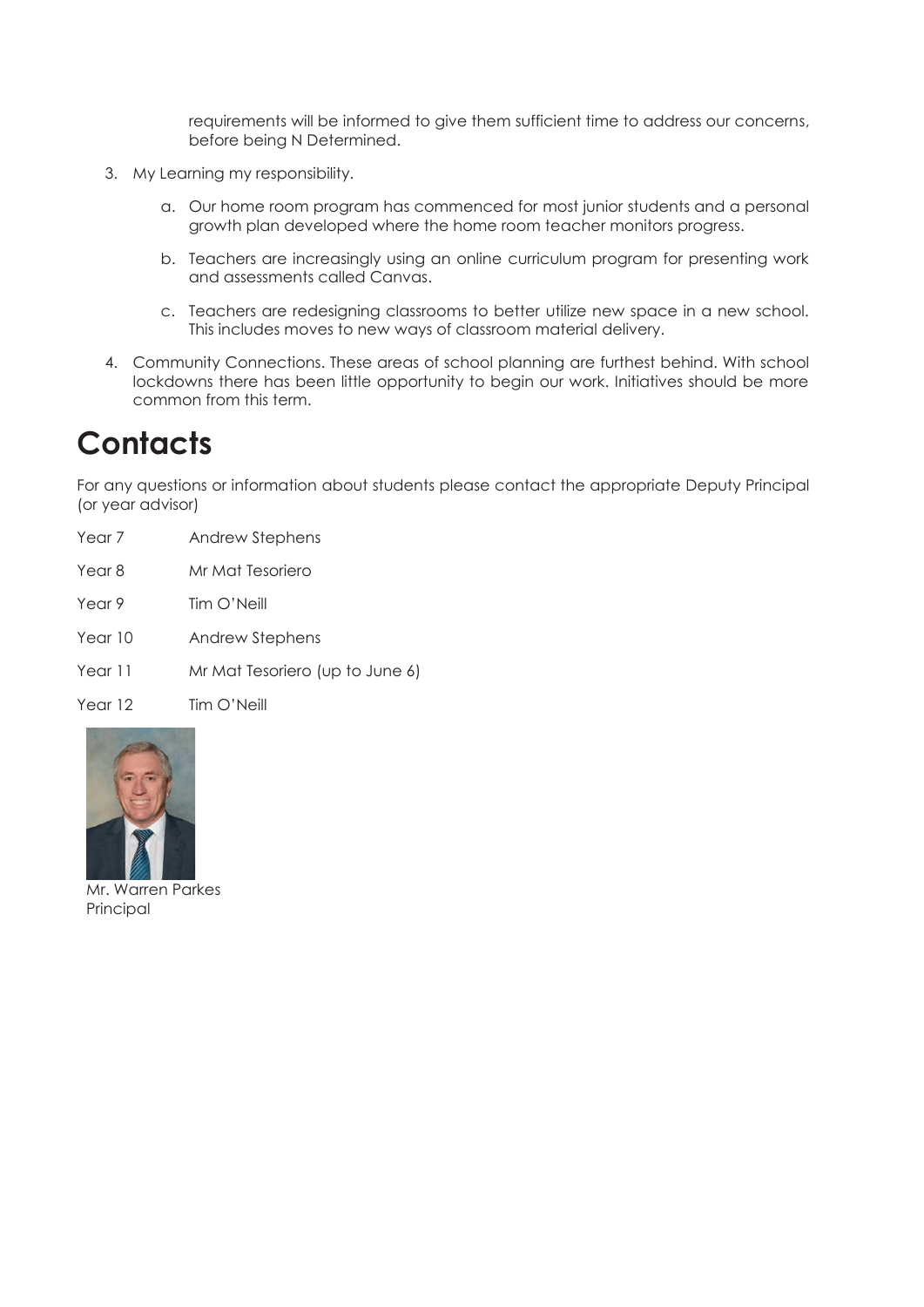requirements will be informed to give them sufficient time to address our concerns, before being N Determined.

3. My Learning my responsibility.

   a. Our home room program has commenced for most junior students and a personal growth plan developed where the home room teacher monitors progress.

   b. Teachers are increasingly using an online curriculum program for presenting work and assessments called Canvas.

   c. Teachers are redesigning classrooms to better utilize new space in a new school. This includes moves to new ways of classroom material delivery.

4. Community Connections. These areas of school planning are furthest behind. With school lockdowns there has been little opportunity to begin our work. Initiatives should be more common from this term.

# Contacts

For any questions or information about students please contact the appropriate Deputy Principal (or year advisor)

| | |
|---|---|
| Year 7 | Andrew Stephens |
| Year 8 | Mr Mat Tesoriero |
| Year 9 | Tim O'Neill |
| Year 10 | Andrew Stephens |
| Year 11 | Mr Mat Tesoriero (up to June 6) |
| Year 12 | Tim O'Neill |

Mr. Warren Parkes
Principal